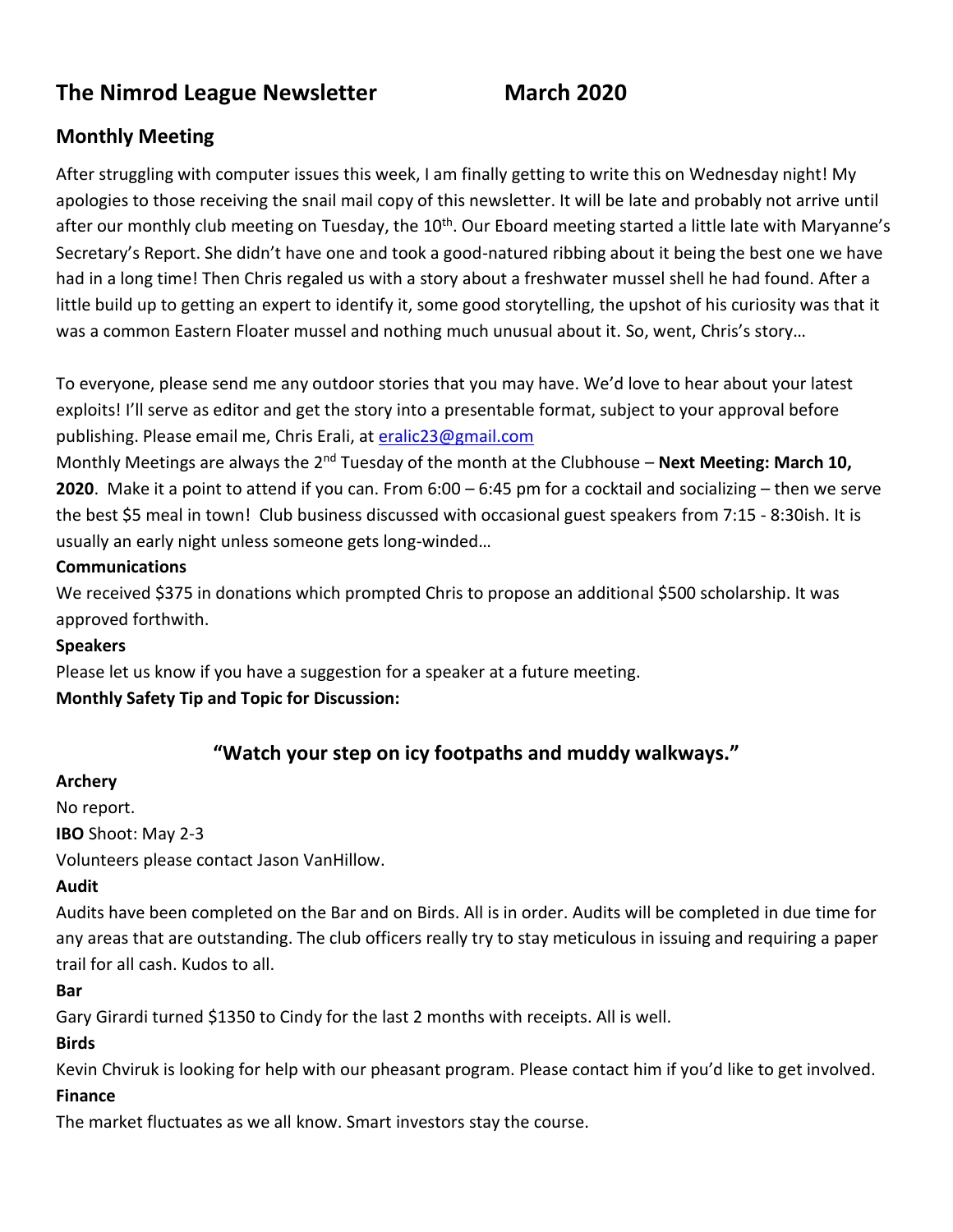# The Nimrod League Newsletter March 2020

## Monthly Meeting

After struggling with computer issues this week, I am finally getting to write this on Wednesday night! My apologies to those receiving the snail mail copy of this newsletter. It will be late and probably not arrive until after our monthly club meeting on Tuesday, the 10th. Our Eboard meeting started a little late with Maryanne's Secretary's Report. She didn't have one and took a good-natured ribbing about it being the best one we have had in a long time! Then Chris regaled us with a story about a freshwater mussel shell he had found. After a little build up to getting an expert to identify it, some good storytelling, the upshot of his curiosity was that it was a common Eastern Floater mussel and nothing much unusual about it. So, went, Chris's story…

To everyone, please send me any outdoor stories that you may have. We'd love to hear about your latest exploits! I'll serve as editor and get the story into a presentable format, subject to your approval before publishing. Please email me, Chris Erali, at eralic23@gmail.com

Monthly Meetings are always the 2nd Tuesday of the month at the Clubhouse – **Next Meeting: March 10, 2020**. Make it a point to attend if you can. From 6:00 – 6:45 pm for a cocktail and socializing – then we serve the best $5 meal in town! Club business discussed with occasional guest speakers from 7:15 - 8:30ish. It is usually an early night unless someone gets long-winded…

**Communications**

We received $375 in donations which prompted Chris to propose an additional $500 scholarship. It was approved forthwith.

**Speakers**

Please let us know if you have a suggestion for a speaker at a future meeting.

**Monthly Safety Tip and Topic for Discussion:**

### "Watch your step on icy footpaths and muddy walkways."

**Archery**

No report.

**IBO** Shoot: May 2-3

Volunteers please contact Jason VanHillow.

**Audit**

Audits have been completed on the Bar and on Birds. All is in order. Audits will be completed in due time for any areas that are outstanding. The club officers really try to stay meticulous in issuing and requiring a paper trail for all cash. Kudos to all.

**Bar**

Gary Girardi turned $1350 to Cindy for the last 2 months with receipts. All is well.

**Birds**

Kevin Chviruk is looking for help with our pheasant program. Please contact him if you'd like to get involved.

**Finance**

The market fluctuates as we all know. Smart investors stay the course.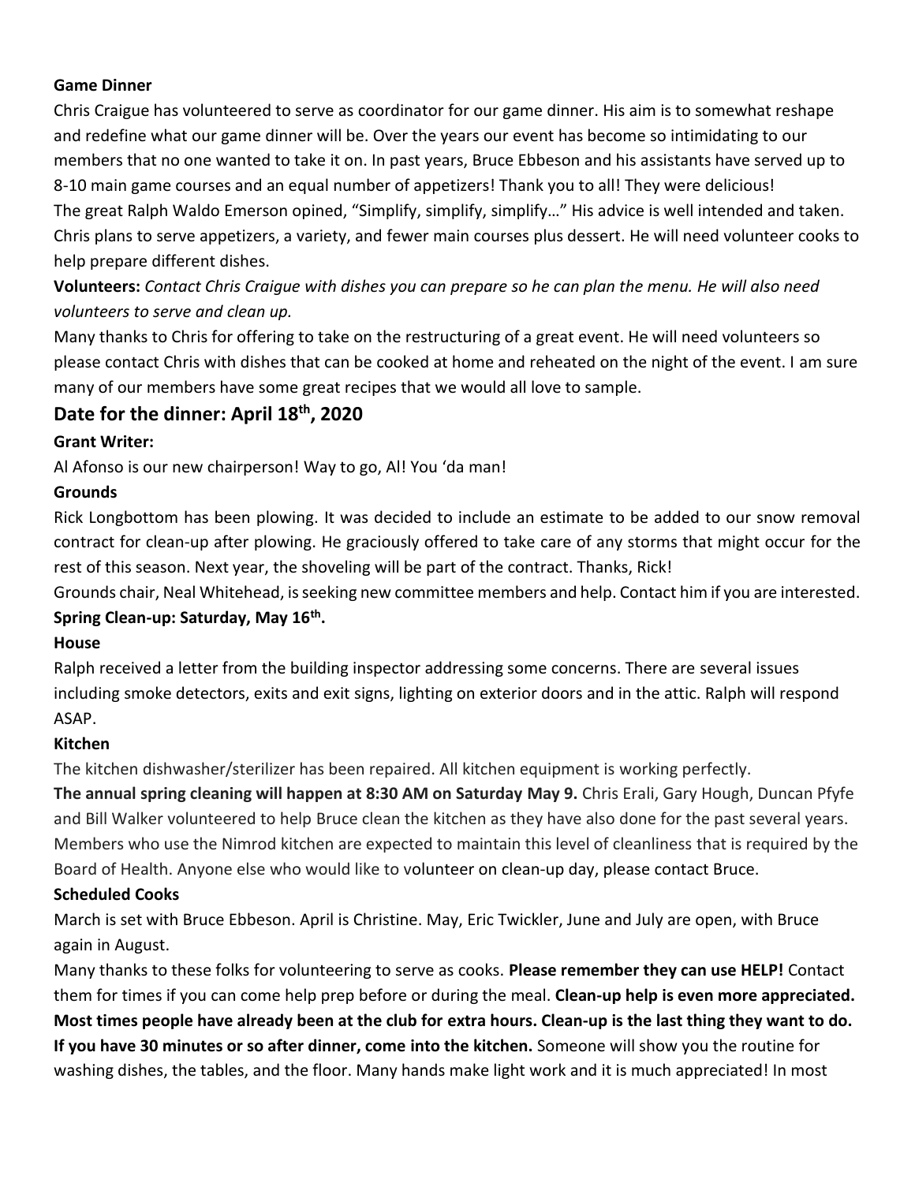**Game Dinner**

Chris Craigue has volunteered to serve as coordinator for our game dinner. His aim is to somewhat reshape and redefine what our game dinner will be. Over the years our event has become so intimidating to our members that no one wanted to take it on. In past years, Bruce Ebbeson and his assistants have served up to 8-10 main game courses and an equal number of appetizers! Thank you to all! They were delicious!

The great Ralph Waldo Emerson opined, "Simplify, simplify, simplify…" His advice is well intended and taken. Chris plans to serve appetizers, a variety, and fewer main courses plus dessert. He will need volunteer cooks to help prepare different dishes.

**Volunteers:** *Contact Chris Craigue with dishes you can prepare so he can plan the menu. He will also need volunteers to serve and clean up.*

Many thanks to Chris for offering to take on the restructuring of a great event. He will need volunteers so please contact Chris with dishes that can be cooked at home and reheated on the night of the event. I am sure many of our members have some great recipes that we would all love to sample.

## Date for the dinner: April 18th, 2020

**Grant Writer:**

Al Afonso is our new chairperson! Way to go, Al! You 'da man!

**Grounds**

Rick Longbottom has been plowing. It was decided to include an estimate to be added to our snow removal contract for clean-up after plowing. He graciously offered to take care of any storms that might occur for the rest of this season. Next year, the shoveling will be part of the contract. Thanks, Rick!

Grounds chair, Neal Whitehead, is seeking new committee members and help. Contact him if you are interested.

**Spring Clean-up: Saturday, May 16th.**

**House**

Ralph received a letter from the building inspector addressing some concerns. There are several issues including smoke detectors, exits and exit signs, lighting on exterior doors and in the attic. Ralph will respond ASAP.

**Kitchen**

The kitchen dishwasher/sterilizer has been repaired. All kitchen equipment is working perfectly.

**The annual spring cleaning will happen at 8:30 AM on Saturday May 9.** Chris Erali, Gary Hough, Duncan Pfyfe and Bill Walker volunteered to help Bruce clean the kitchen as they have also done for the past several years. Members who use the Nimrod kitchen are expected to maintain this level of cleanliness that is required by the Board of Health. Anyone else who would like to volunteer on clean-up day, please contact Bruce.

**Scheduled Cooks**

March is set with Bruce Ebbeson. April is Christine. May, Eric Twickler, June and July are open, with Bruce again in August.

Many thanks to these folks for volunteering to serve as cooks. **Please remember they can use HELP!** Contact them for times if you can come help prep before or during the meal. **Clean-up help is even more appreciated. Most times people have already been at the club for extra hours. Clean-up is the last thing they want to do. If you have 30 minutes or so after dinner, come into the kitchen.** Someone will show you the routine for washing dishes, the tables, and the floor. Many hands make light work and it is much appreciated! In most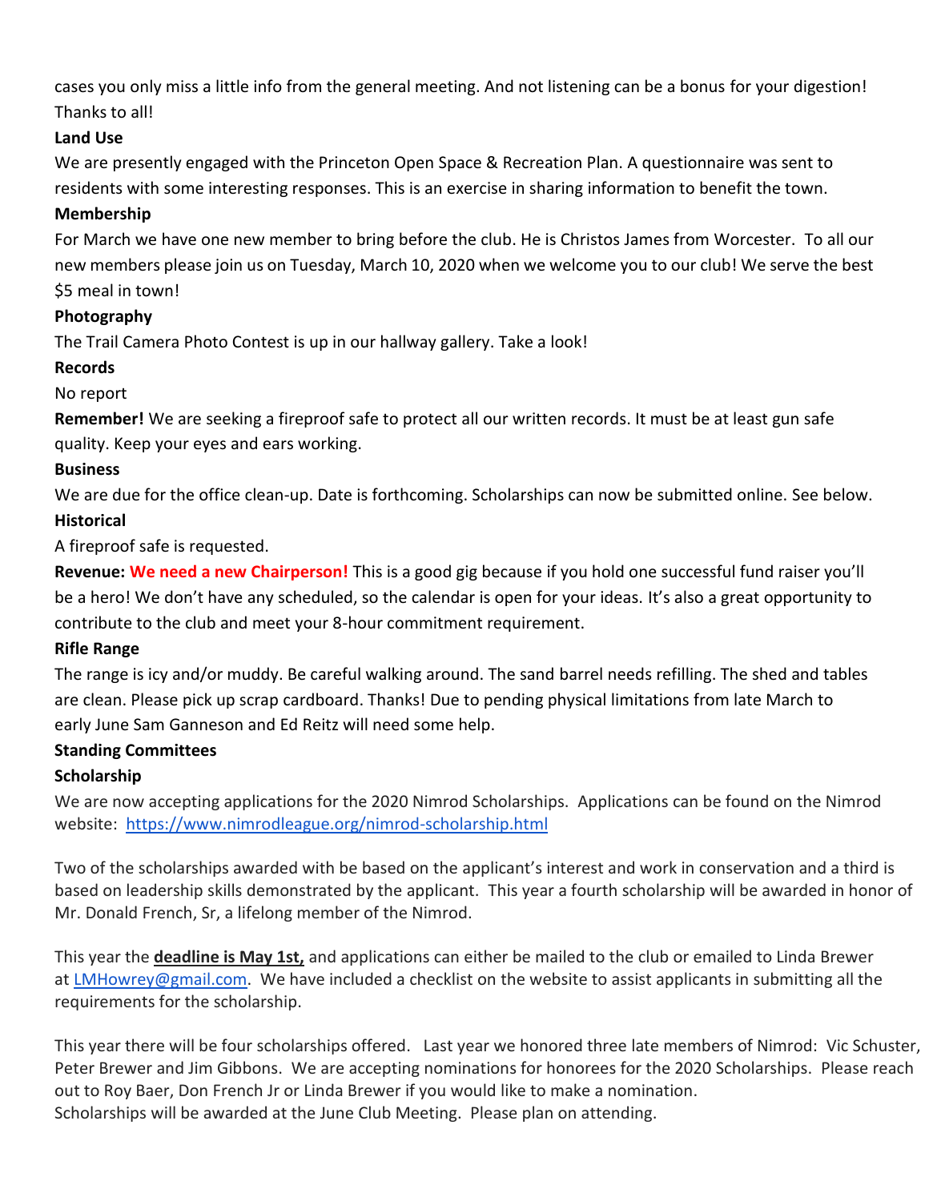cases you only miss a little info from the general meeting. And not listening can be a bonus for your digestion! Thanks to all!

**Land Use**

We are presently engaged with the Princeton Open Space & Recreation Plan. A questionnaire was sent to residents with some interesting responses. This is an exercise in sharing information to benefit the town.

**Membership**

For March we have one new member to bring before the club. He is Christos James from Worcester. To all our new members please join us on Tuesday, March 10, 2020 when we welcome you to our club! We serve the best $5 meal in town!

**Photography**

The Trail Camera Photo Contest is up in our hallway gallery. Take a look!

**Records**

No report

**Remember!** We are seeking a fireproof safe to protect all our written records. It must be at least gun safe quality. Keep your eyes and ears working.

**Business**

We are due for the office clean-up. Date is forthcoming. Scholarships can now be submitted online. See below.

**Historical**

A fireproof safe is requested.

**Revenue: We need a new Chairperson!** This is a good gig because if you hold one successful fund raiser you'll be a hero! We don't have any scheduled, so the calendar is open for your ideas. It's also a great opportunity to contribute to the club and meet your 8-hour commitment requirement.

**Rifle Range**

The range is icy and/or muddy. Be careful walking around. The sand barrel needs refilling. The shed and tables are clean. Please pick up scrap cardboard. Thanks! Due to pending physical limitations from late March to early June Sam Ganneson and Ed Reitz will need some help.

**Standing Committees**

**Scholarship**

We are now accepting applications for the 2020 Nimrod Scholarships. Applications can be found on the Nimrod website: https://www.nimrodleague.org/nimrod-scholarship.html

Two of the scholarships awarded with be based on the applicant's interest and work in conservation and a third is based on leadership skills demonstrated by the applicant. This year a fourth scholarship will be awarded in honor of Mr. Donald French, Sr, a lifelong member of the Nimrod.

This year the **deadline is May 1st,** and applications can either be mailed to the club or emailed to Linda Brewer at LMHowrey@gmail.com. We have included a checklist on the website to assist applicants in submitting all the requirements for the scholarship.

This year there will be four scholarships offered. Last year we honored three late members of Nimrod: Vic Schuster, Peter Brewer and Jim Gibbons. We are accepting nominations for honorees for the 2020 Scholarships. Please reach out to Roy Baer, Don French Jr or Linda Brewer if you would like to make a nomination.
Scholarships will be awarded at the June Club Meeting. Please plan on attending.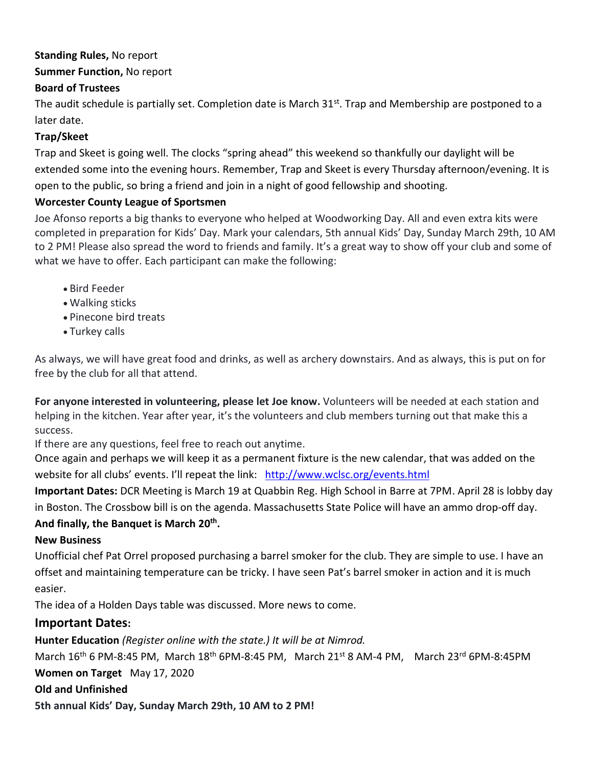**Standing Rules,** No report

**Summer Function,** No report

**Board of Trustees**

The audit schedule is partially set. Completion date is March 31st. Trap and Membership are postponed to a later date.

**Trap/Skeet**

Trap and Skeet is going well. The clocks "spring ahead" this weekend so thankfully our daylight will be extended some into the evening hours. Remember, Trap and Skeet is every Thursday afternoon/evening. It is open to the public, so bring a friend and join in a night of good fellowship and shooting.

**Worcester County League of Sportsmen**

Joe Afonso reports a big thanks to everyone who helped at Woodworking Day. All and even extra kits were completed in preparation for Kids' Day. Mark your calendars, 5th annual Kids' Day, Sunday March 29th, 10 AM to 2 PM! Please also spread the word to friends and family. It's a great way to show off your club and some of what we have to offer. Each participant can make the following:

- Bird Feeder
- Walking sticks
- Pinecone bird treats
- Turkey calls

As always, we will have great food and drinks, as well as archery downstairs. And as always, this is put on for free by the club for all that attend.

**For anyone interested in volunteering, please let Joe know.** Volunteers will be needed at each station and helping in the kitchen. Year after year, it's the volunteers and club members turning out that make this a success.

If there are any questions, feel free to reach out anytime.

Once again and perhaps we will keep it as a permanent fixture is the new calendar, that was added on the website for all clubs' events. I'll repeat the link: http://www.wclsc.org/events.html

**Important Dates:** DCR Meeting is March 19 at Quabbin Reg. High School in Barre at 7PM. April 28 is lobby day in Boston. The Crossbow bill is on the agenda. Massachusetts State Police will have an ammo drop-off day.

**And finally, the Banquet is March 20th.**

**New Business**

Unofficial chef Pat Orrel proposed purchasing a barrel smoker for the club. They are simple to use. I have an offset and maintaining temperature can be tricky. I have seen Pat's barrel smoker in action and it is much easier.

The idea of a Holden Days table was discussed. More news to come.

## Important Dates:

**Hunter Education** *(Register online with the state.) It will be at Nimrod.*

March 16th 6 PM-8:45 PM, March 18th 6PM-8:45 PM, March 21st 8 AM-4 PM, March 23rd 6PM-8:45PM

**Women on Target** May 17, 2020

**Old and Unfinished**

**5th annual Kids' Day, Sunday March 29th, 10 AM to 2 PM!**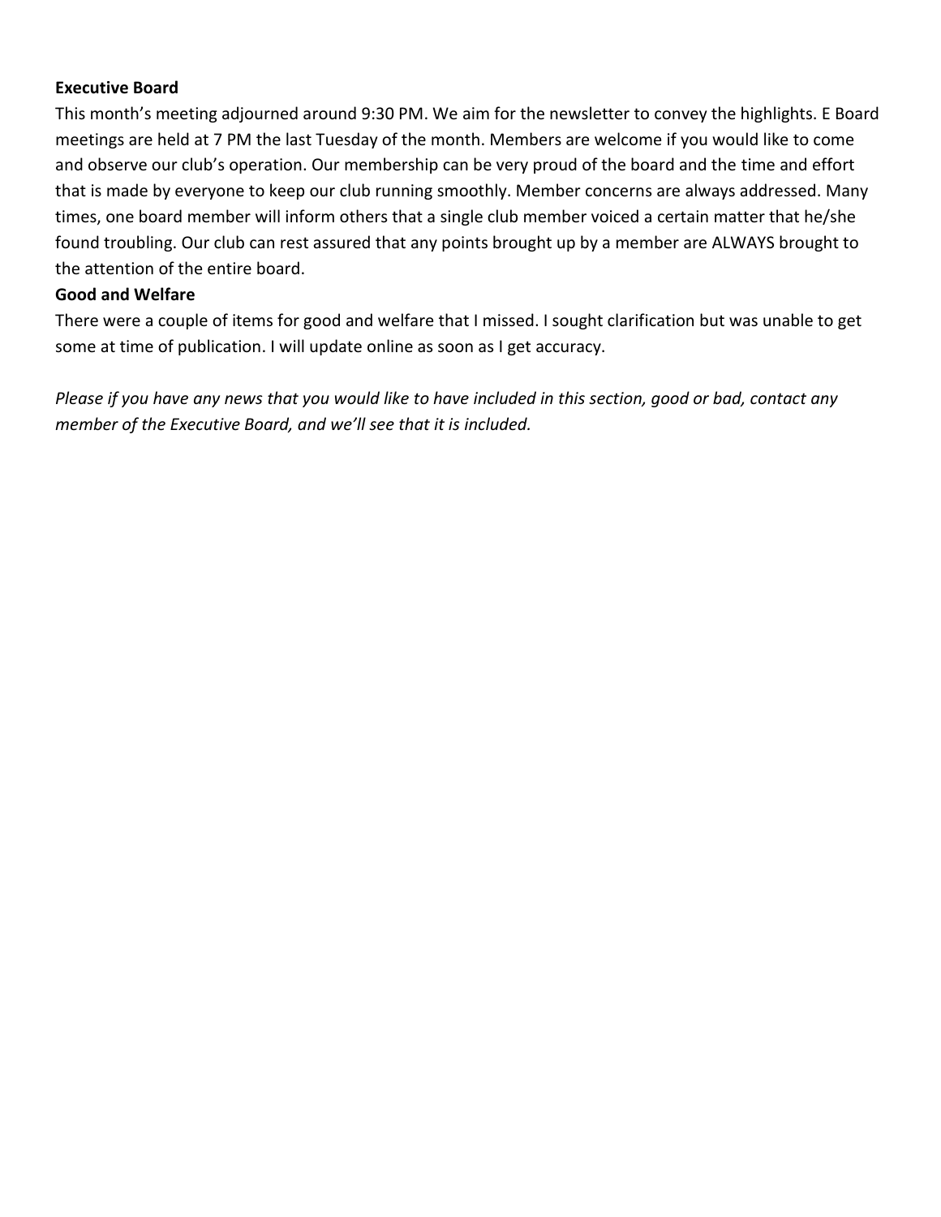**Executive Board**

This month's meeting adjourned around 9:30 PM. We aim for the newsletter to convey the highlights. E Board meetings are held at 7 PM the last Tuesday of the month. Members are welcome if you would like to come and observe our club's operation. Our membership can be very proud of the board and the time and effort that is made by everyone to keep our club running smoothly. Member concerns are always addressed. Many times, one board member will inform others that a single club member voiced a certain matter that he/she found troubling. Our club can rest assured that any points brought up by a member are ALWAYS brought to the attention of the entire board.

**Good and Welfare**

There were a couple of items for good and welfare that I missed. I sought clarification but was unable to get some at time of publication. I will update online as soon as I get accuracy.

*Please if you have any news that you would like to have included in this section, good or bad, contact any member of the Executive Board, and we'll see that it is included.*